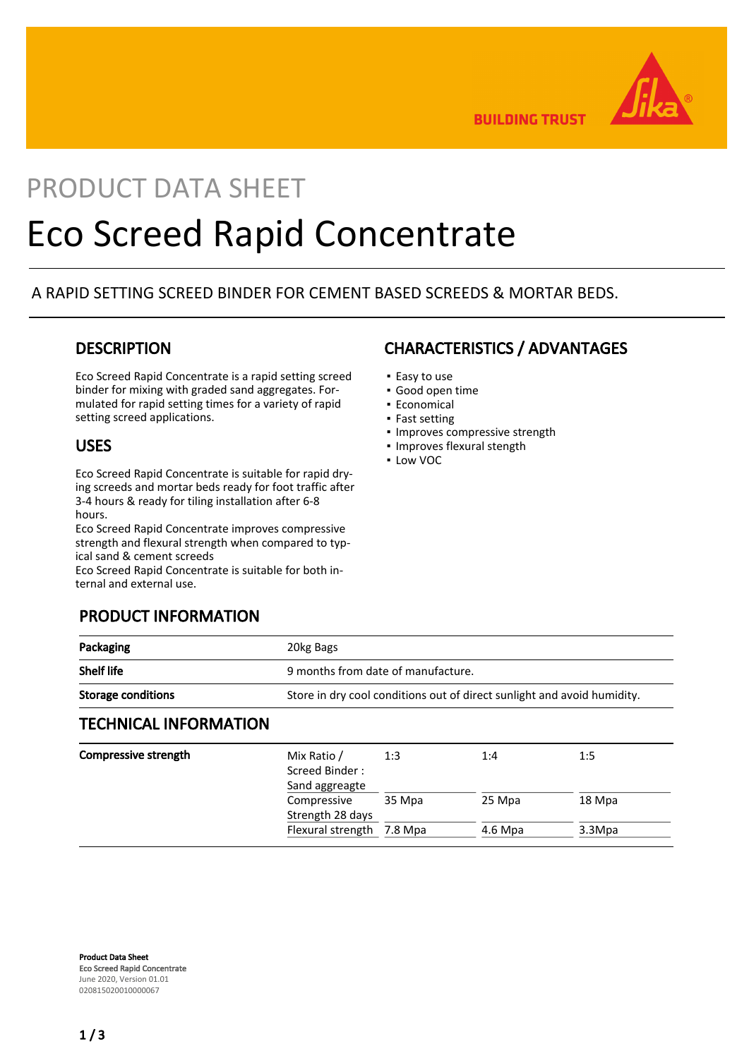PRODUCT DATA SHEET

# Eco Screed Rapid Concentrate

A RAPID SETTING SCREED BINDER FOR CEMENT BASED SCREEDS & MORTAR BEDS.

## DESCRIPTION

Eco Screed Rapid Concentrate is a rapid setting screed binder for mixing with graded sand aggregates. Formulated for rapid setting times for a variety of rapid setting screed applications.

## USES

Eco Screed Rapid Concentrate is suitable for rapid drying screeds and mortar beds ready for foot traffic after 3-4 hours & ready for tiling installation after 6-8 hours.
Eco Screed Rapid Concentrate improves compressive strength and flexural strength when compared to typical sand & cement screeds
Eco Screed Rapid Concentrate is suitable for both internal and external use.

## CHARACTERISTICS / ADVANTAGES

- Easy to use
- Good open time
- Economical
- Fast setting
- Improves compressive strength
- Improves flexural stength
- Low VOC

## PRODUCT INFORMATION

| | |
|---|---|
| **Packaging** | 20kg Bags |
| **Shelf life** | 9 months from date of manufacture. |
| **Storage conditions** | Store in dry cool conditions out of direct sunlight and avoid humidity. |

## TECHNICAL INFORMATION

| | | | | |
|---|---|---|---|---|
| **Compressive strength** | Mix Ratio / Screed Binder : Sand aggreagte | 1:3 | 1:4 | 1:5 |
| | Compressive Strength 28 days | 35 Mpa | 25 Mpa | 18 Mpa |
| | Flexural strength | 7.8 Mpa | 4.6 Mpa | 3.3Mpa |

**Product Data Sheet**
**Eco Screed Rapid Concentrate**
June 2020, Version 01.01
020815020010000067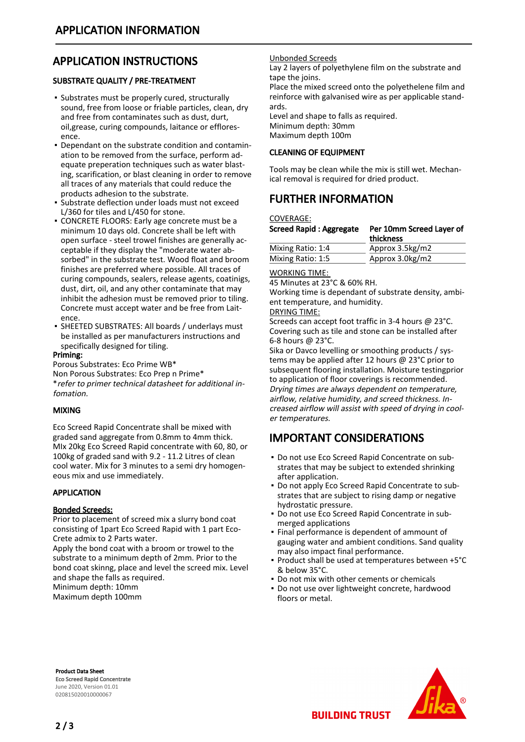# APPLICATION INFORMATION

## APPLICATION INSTRUCTIONS

### SUBSTRATE QUALITY / PRE-TREATMENT

- Substrates must be properly cured, structurally sound, free from loose or friable particles, clean, dry and free from contaminates such as dust, durt, oil,grease, curing compounds, laitance or efflorescence.
- Dependant on the substrate condition and contamination to be removed from the surface, perform adequate preperation techniques such as water blasting, scarification, or blast cleaning in order to remove all traces of any materials that could reduce the products adhesion to the substrate.
- Substrate deflection under loads must not exceed L/360 for tiles and L/450 for stone.
- CONCRETE FLOORS: Early age concrete must be a minimum 10 days old. Concrete shall be left with open surface - steel trowel finishes are generally acceptable if they display the "moderate water absorbed" in the substrate test. Wood float and broom finishes are preferred where possible. All traces of curing compounds, sealers, release agents, coatinigs, dust, dirt, oil, and any other contaminate that may inhibit the adhesion must be removed prior to tiling. Concrete must accept water and be free from Laitence.
- SHEETED SUBSTRATES: All boards / underlays must be installed as per manufacturers instructions and specifically designed for tiling.

**Priming:**

Porous Substrates: Eco Prime WB*
Non Porous Substrates: Eco Prep n Prime*
**refer to primer technical datasheet for additional infomation.*

### MIXING

Eco Screed Rapid Concentrate shall be mixed with graded sand aggregate from 0.8mm to 4mm thick. MIx 20kg Eco Screed Rapid concentrate with 60, 80, or 100kg of graded sand with 9.2 - 11.2 Litres of clean cool water. Mix for 3 minutes to a semi dry homogeneous mix and use immediately.

### APPLICATION

**Bonded Screeds:**

Prior to placement of screed mix a slurry bond coat consisting of 1part Eco Screed Rapid with 1 part Eco-Crete admix to 2 Parts water.
Apply the bond coat with a broom or trowel to the substrate to a minimum depth of 2mm. Prior to the bond coat skinng, place and level the screed mix. Level and shape the falls as required.
Minimum depth: 10mm
Maximum depth 100mm

Unbonded Screeds

Lay 2 layers of polyethylene film on the substrate and tape the joins.
Place the mixed screed onto the polyethelene film and reinforce with galvanised wire as per applicable standards.
Level and shape to falls as required.
Minimum depth: 30mm
Maximum depth 100mm

### CLEANING OF EQUIPMENT

Tools may be clean while the mix is still wet. Mechanical removal is required for dried product.

## FURTHER INFORMATION

COVERAGE:

| Screed Rapid : Aggregate | Per 10mm Screed Layer of thickness |
|---|---|
| Mixing Ratio: 1:4 | Approx 3.5kg/m2 |
| Mixing Ratio: 1:5 | Approx 3.0kg/m2 |

WORKING TIME:

45 Minutes at 23°C & 60% RH.
Working time is dependant of substrate density, ambient temperature, and humidity.

DRYING TIME:

Screeds can accept foot traffic in 3-4 hours @ 23°C.
Covering such as tile and stone can be installed after 6-8 hours @ 23°C.
Sika or Davco levelling or smoothing products / systems may be applied after 12 hours @ 23°C prior to subsequent flooring installation. Moisture testingprior to application of floor coverings is recommended.
*Drying times are always dependent on temperature, airflow, relative humidity, and screed thickness. Increased airflow will assist with speed of drying in cooler temperatures.*

## IMPORTANT CONSIDERATIONS

- Do not use Eco Screed Rapid Concentrate on substrates that may be subject to extended shrinking after application.
- Do not apply Eco Screed Rapid Concentrate to substrates that are subject to rising damp or negative hydrostatic pressure.
- Do not use Eco Screed Rapid Concentrate in submerged applications
- Final performance is dependent of ammount of gauging water and ambient conditions. Sand quality may also impact final performance.
- Product shall be used at temperatures between +5°C & below 35°C.
- Do not mix with other cements or chemicals
- Do not use over lightweight concrete, hardwood floors or metal.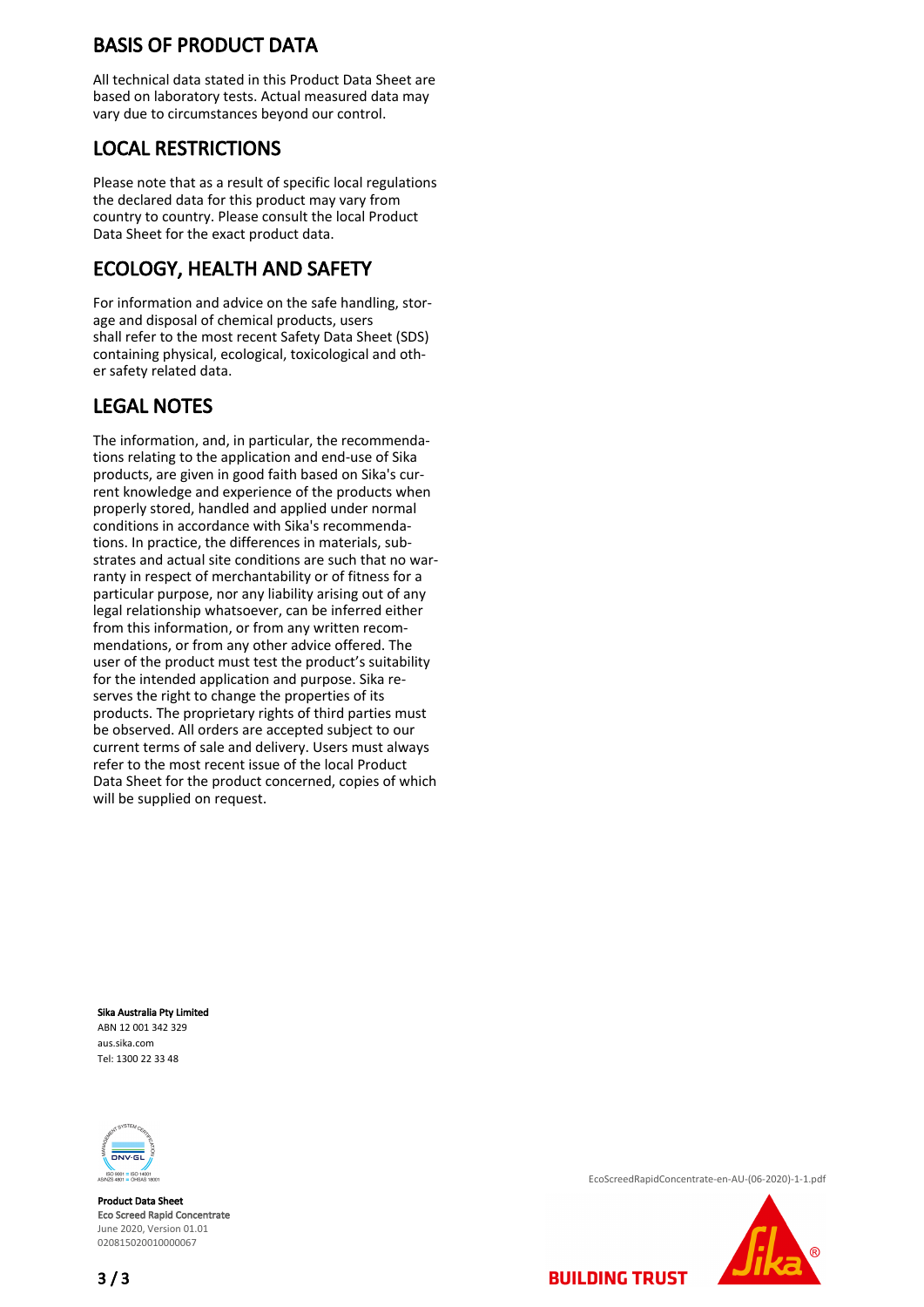## BASIS OF PRODUCT DATA

All technical data stated in this Product Data Sheet are based on laboratory tests. Actual measured data may vary due to circumstances beyond our control.

## LOCAL RESTRICTIONS

Please note that as a result of specific local regulations the declared data for this product may vary from country to country. Please consult the local Product Data Sheet for the exact product data.

## ECOLOGY, HEALTH AND SAFETY

For information and advice on the safe handling, storage and disposal of chemical products, users shall refer to the most recent Safety Data Sheet (SDS) containing physical, ecological, toxicological and other safety related data.

## LEGAL NOTES

The information, and, in particular, the recommendations relating to the application and end-use of Sika products, are given in good faith based on Sika's current knowledge and experience of the products when properly stored, handled and applied under normal conditions in accordance with Sika's recommendations. In practice, the differences in materials, substrates and actual site conditions are such that no warranty in respect of merchantability or of fitness for a particular purpose, nor any liability arising out of any legal relationship whatsoever, can be inferred either from this information, or from any written recommendations, or from any other advice offered. The user of the product must test the product's suitability for the intended application and purpose. Sika reserves the right to change the properties of its products. The proprietary rights of third parties must be observed. All orders are accepted subject to our current terms of sale and delivery. Users must always refer to the most recent issue of the local Product Data Sheet for the product concerned, copies of which will be supplied on request.

**Sika Australia Pty Limited**
ABN 12 001 342 329
aus.sika.com
Tel: 1300 22 33 48

**Product Data Sheet**
**Eco Screed Rapid Concentrate**
June 2020, Version 01.01
020815020010000067

EcoScreedRapidConcentrate-en-AU-(06-2020)-1-1.pdf